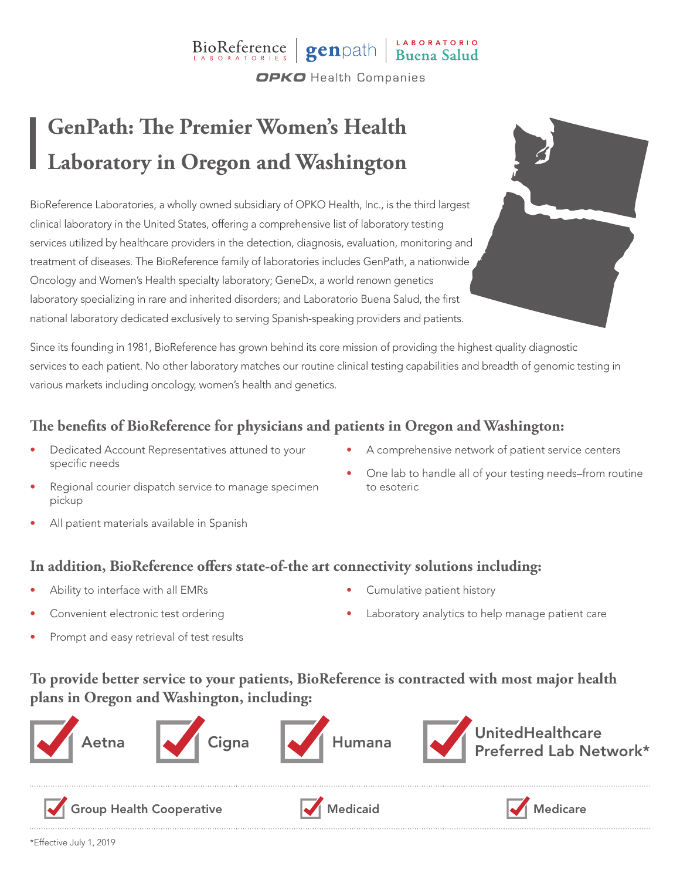BioReference LABORATORIES | genpath | LABORATORIO Buena Salud

OPKO Health Companies

# GenPath: The Premier Women's Health Laboratory in Oregon and Washington

BioReference Laboratories, a wholly owned subsidiary of OPKO Health, Inc., is the third largest clinical laboratory in the United States, offering a comprehensive list of laboratory testing services utilized by healthcare providers in the detection, diagnosis, evaluation, monitoring and treatment of diseases. The BioReference family of laboratories includes GenPath, a nationwide Oncology and Women's Health specialty laboratory; GeneDx, a world renown genetics laboratory specializing in rare and inherited disorders; and Laboratorio Buena Salud, the first national laboratory dedicated exclusively to serving Spanish-speaking providers and patients.

Since its founding in 1981, BioReference has grown behind its core mission of providing the highest quality diagnostic services to each patient. No other laboratory matches our routine clinical testing capabilities and breadth of genomic testing in various markets including oncology, women's health and genetics.

## The benefits of BioReference for physicians and patients in Oregon and Washington:

- Dedicated Account Representatives attuned to your specific needs
- Regional courier dispatch service to manage specimen pickup
- All patient materials available in Spanish
- A comprehensive network of patient service centers
- One lab to handle all of your testing needs–from routine to esoteric

## In addition, BioReference offers state-of-the art connectivity solutions including:

- Ability to interface with all EMRs
- Convenient electronic test ordering
- Prompt and easy retrieval of test results
- Cumulative patient history
- Laboratory analytics to help manage patient care

## To provide better service to your patients, BioReference is contracted with most major health plans in Oregon and Washington, including:

- ✓ Aetna
- ✓ Cigna
- ✓ Humana
- ✓ UnitedHealthcare Preferred Lab Network*
- ✓ Group Health Cooperative
- ✓ Medicaid
- ✓ Medicare

*Effective July 1, 2019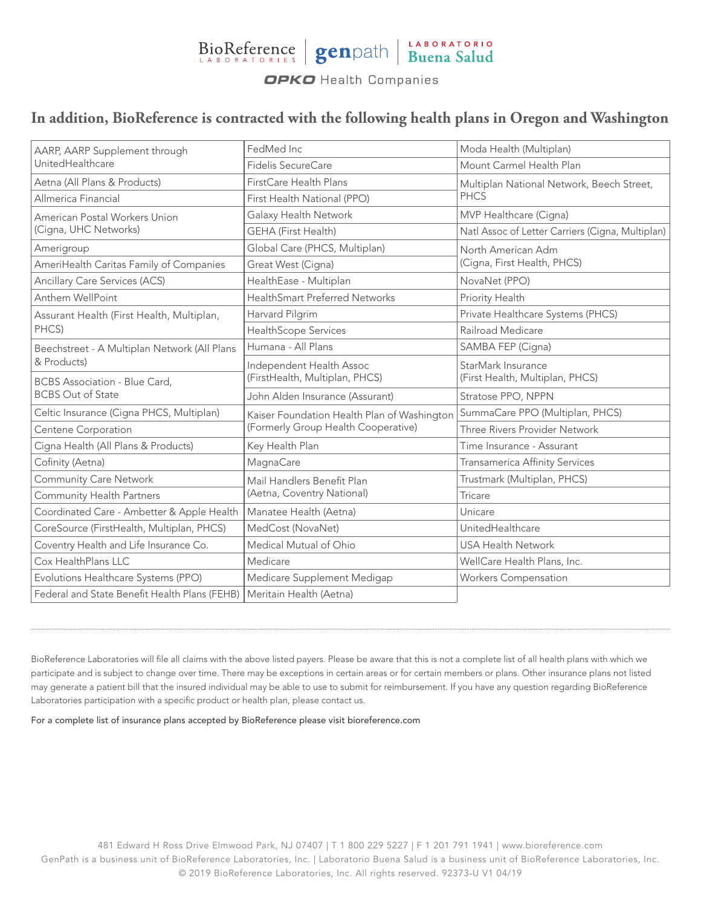BioReference LABORATORIES | genpath | LABORATORIO Buena Salud

OPKO Health Companies

## In addition, BioReference is contracted with the following health plans in Oregon and Washington

| | | |
|---|---|---|
| AARP, AARP Supplement through UnitedHealthcare | FedMed Inc | Moda Health (Multiplan) |
| | Fidelis SecureCare | Mount Carmel Health Plan |
| Aetna (All Plans & Products) | FirstCare Health Plans | Multiplan National Network, Beech Street, PHCS |
| Allmerica Financial | First Health National (PPO) | |
| American Postal Workers Union (Cigna, UHC Networks) | Galaxy Health Network | MVP Healthcare (Cigna) |
| | GEHA (First Health) | Natl Assoc of Letter Carriers (Cigna, Multiplan) |
| Amerigroup | Global Care (PHCS, Multiplan) | North American Adm (Cigna, First Health, PHCS) |
| AmeriHealth Caritas Family of Companies | Great West (Cigna) | |
| Ancillary Care Services (ACS) | HealthEase - Multiplan | NovaNet (PPO) |
| Anthem WellPoint | HealthSmart Preferred Networks | Priority Health |
| Assurant Health (First Health, Multiplan, PHCS) | Harvard Pilgrim | Private Healthcare Systems (PHCS) |
| | HealthScope Services | Railroad Medicare |
| Beechstreet - A Multiplan Network (All Plans & Products) | Humana - All Plans | SAMBA FEP (Cigna) |
| | Independent Health Assoc (FirstHealth, Multiplan, PHCS) | StarMark Insurance (First Health, Multiplan, PHCS) |
| BCBS Association - Blue Card, BCBS Out of State | | |
| | John Alden Insurance (Assurant) | Stratose PPO, NPPN |
| Celtic Insurance (Cigna PHCS, Multiplan) | Kaiser Foundation Health Plan of Washington (Formerly Group Health Cooperative) | SummaCare PPO (Multiplan, PHCS) |
| Centene Corporation | | Three Rivers Provider Network |
| Cigna Health (All Plans & Products) | Key Health Plan | Time Insurance - Assurant |
| Cofinity (Aetna) | MagnaCare | Transamerica Affinity Services |
| Community Care Network | Mail Handlers Benefit Plan (Aetna, Coventry National) | Trustmark (Multiplan, PHCS) |
| Community Health Partners | | Tricare |
| Coordinated Care - Ambetter & Apple Health | Manatee Health (Aetna) | Unicare |
| CoreSource (FirstHealth, Multiplan, PHCS) | MedCost (NovaNet) | UnitedHealthcare |
| Coventry Health and Life Insurance Co. | Medical Mutual of Ohio | USA Health Network |
| Cox HealthPlans LLC | Medicare | WellCare Health Plans, Inc. |
| Evolutions Healthcare Systems (PPO) | Medicare Supplement Medigap | Workers Compensation |
| Federal and State Benefit Health Plans (FEHB) | Meritain Health (Aetna) | |

BioReference Laboratories will file all claims with the above listed payers. Please be aware that this is not a complete list of all health plans with which we participate and is subject to change over time. There may be exceptions in certain areas or for certain members or plans. Other insurance plans not listed may generate a patient bill that the insured individual may be able to use to submit for reimbursement. If you have any question regarding BioReference Laboratories participation with a specific product or health plan, please contact us.

For a complete list of insurance plans accepted by BioReference please visit bioreference.com

481 Edward H Ross Drive Elmwood Park, NJ 07407 | T 1 800 229 5227 | F 1 201 791 1941 | www.bioreference.com
GenPath is a business unit of BioReference Laboratories, Inc. | Laboratorio Buena Salud is a business unit of BioReference Laboratories, Inc.
© 2019 BioReference Laboratories, Inc. All rights reserved. 92373-U V1 04/19